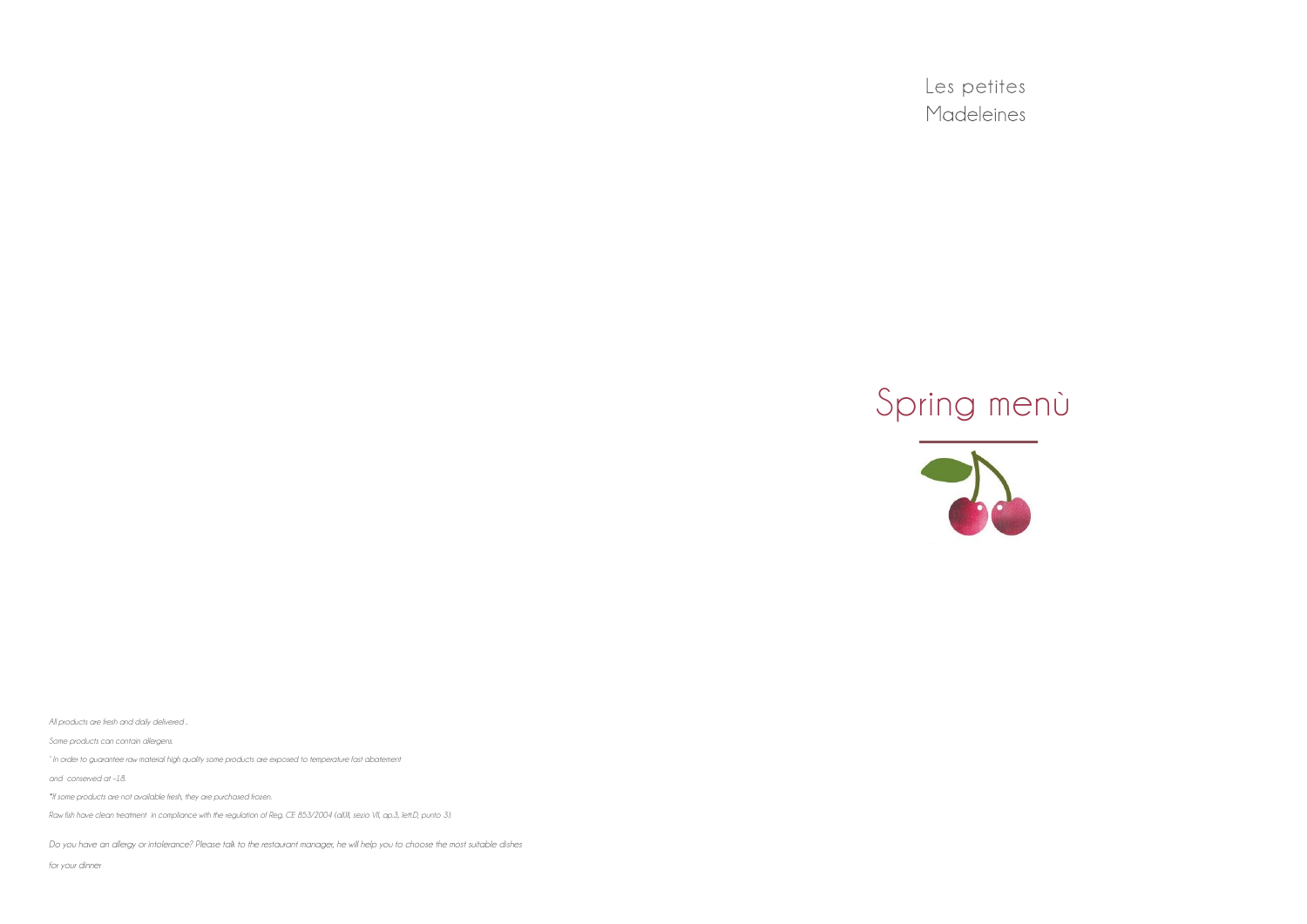Les petites Madeleines

# Spring menù

*All products are fresh and daily delivered .*

*Some products can contain allergens.*

*° In order to guarantee raw material high quality some products are exposed to temperature fast abatement*

*and conserved at -18.*

*\*If some products are not available fresh, they are purchased frozen.*

*Raw fish have clean treatment in compliance with the regulation of Reg. CE 853/2004 (all.III, sezio VII, ap.3, lett.D, punto 3).*

*Do you have an allergy or intolerance? Please talk to the restaurant manager, he will help you to choose the most suitable dishes for your dinner*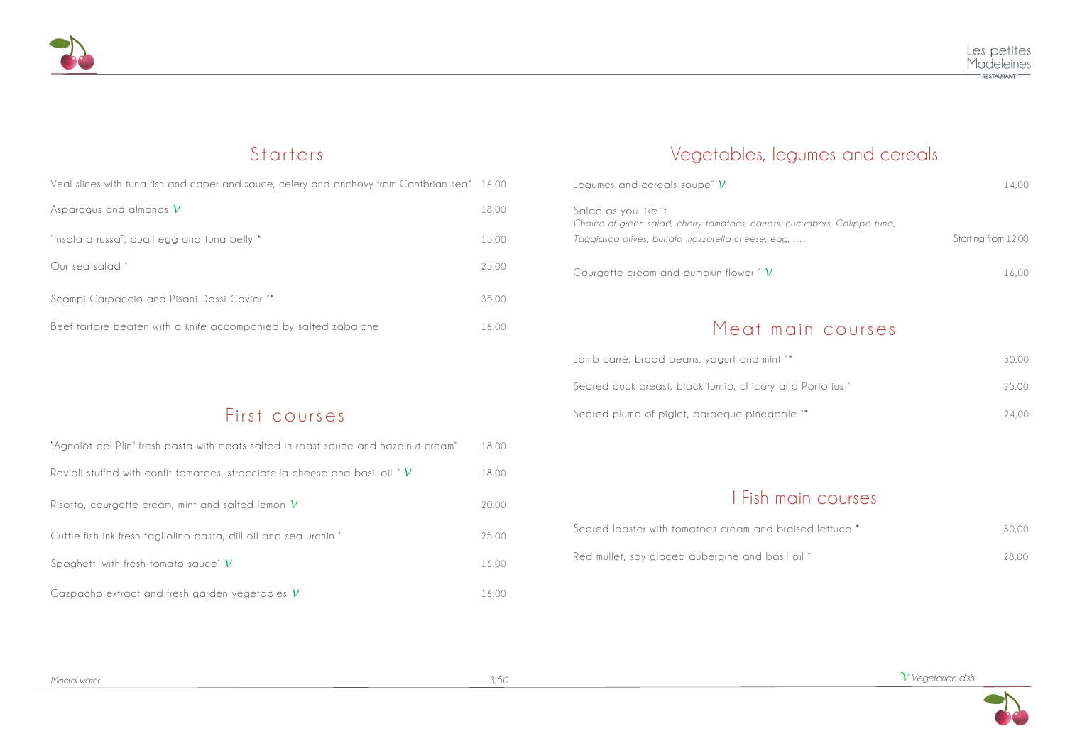## Starters

| | |
|---|---|
| Veal slices with tuna fish and caper and sauce, celery and anchovy from Cantbrian sea° | 16,00 |
| Asparagus and almonds *V* | 18,00 |
| "Insalata russa", quail egg and tuna belly * | 15,00 |
| Our sea salad ° | 25,00 |
| Scampi Carpaccio and Pisani Dossi Caviar °* | 35,00 |
| Beef tartare beaten with a knife accompanied by salted zabaione | 16,00 |

## First courses

| | |
|---|---|
| "Agnolòt del Plin" fresh pasta with meats salted in roast sauce and hazelnut cream° | 18,00 |
| Ravioli stuffed with confit tomatoes, stracciatella cheese and basil oil ° *V* | 18,00 |
| Risotto, courgette cream, mint and salted lemon *V* | 20,00 |
| Cuttle fish ink fresh tagliolino pasta, dill oil and sea urchin ° | 25,00 |
| Spaghetti with fresh tomato sauce° *V* | 16,00 |
| Gazpacho extract and fresh garden vegetables *V* | 16,00 |

## Vegetables, legumes and cereals

| | |
|---|---|
| Legumes and cereals soupe° *V* | 14,00 |
| Salad as you like it<br>*Choice of green salad, cherry tomatoes, carrots, cucumbers, Calippo tuna, Taggiasca olives, buffalo mozzarella cheese, egg, ….* | Starting from 12,00 |
| Courgette cream and pumpkin flower ° *V* | 16,00 |

## Meat main courses

| | |
|---|---|
| Lamb carrè, broad beans, yogurt and mint °* | 30,00 |
| Seared duck breast, black turnip, chicory and Porto jus ° | 25,00 |
| Seared pluma of piglet, barbeque pineapple °* | 24,00 |

## I Fish main courses

| | |
|---|---|
| Seared lobster with tomatoes cream and braised lettuce * | 30,00 |
| Red mullet, soy glaced aubergine and basil oil ° | 28,00 |

*Mineral water* *3,50*

*V Vegetarian dish*